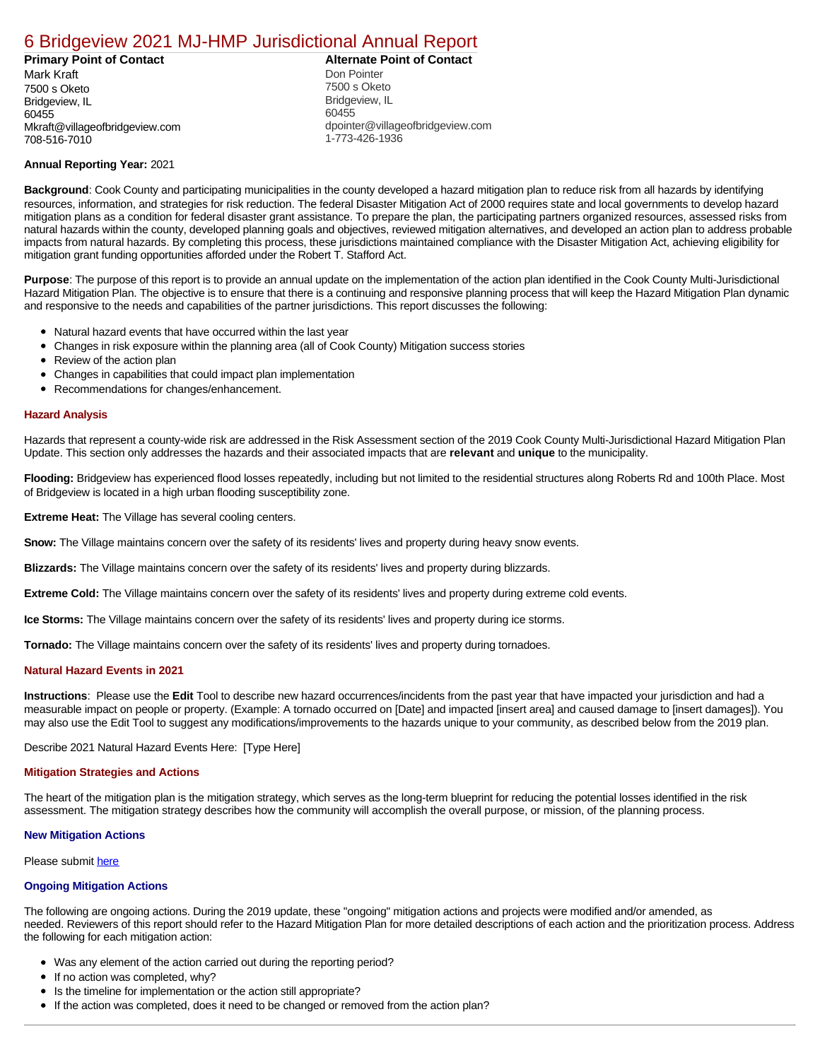# 6 Bridgeview 2021 MJ-HMP Jurisdictional Annual Report

**Primary Point of Contact**
Mark Kraft
7500 s Oketo
Bridgeview, IL
60455
Mkraft@villageofbridgeview.com
708-516-7010

**Alternate Point of Contact**
Don Pointer
7500 s Oketo
Bridgeview, IL
60455
dpointer@villageofbridgeview.com
1-773-426-1936

**Annual Reporting Year:** 2021

**Background**: Cook County and participating municipalities in the county developed a hazard mitigation plan to reduce risk from all hazards by identifying resources, information, and strategies for risk reduction. The federal Disaster Mitigation Act of 2000 requires state and local governments to develop hazard mitigation plans as a condition for federal disaster grant assistance. To prepare the plan, the participating partners organized resources, assessed risks from natural hazards within the county, developed planning goals and objectives, reviewed mitigation alternatives, and developed an action plan to address probable impacts from natural hazards. By completing this process, these jurisdictions maintained compliance with the Disaster Mitigation Act, achieving eligibility for mitigation grant funding opportunities afforded under the Robert T. Stafford Act.

**Purpose**: The purpose of this report is to provide an annual update on the implementation of the action plan identified in the Cook County Multi-Jurisdictional Hazard Mitigation Plan. The objective is to ensure that there is a continuing and responsive planning process that will keep the Hazard Mitigation Plan dynamic and responsive to the needs and capabilities of the partner jurisdictions. This report discusses the following:

- Natural hazard events that have occurred within the last year
- Changes in risk exposure within the planning area (all of Cook County) Mitigation success stories
- Review of the action plan
- Changes in capabilities that could impact plan implementation
- Recommendations for changes/enhancement.

### Hazard Analysis

Hazards that represent a county-wide risk are addressed in the Risk Assessment section of the 2019 Cook County Multi-Jurisdictional Hazard Mitigation Plan Update. This section only addresses the hazards and their associated impacts that are **relevant** and **unique** to the municipality.

**Flooding:** Bridgeview has experienced flood losses repeatedly, including but not limited to the residential structures along Roberts Rd and 100th Place. Most of Bridgeview is located in a high urban flooding susceptibility zone.

**Extreme Heat:** The Village has several cooling centers.

**Snow:** The Village maintains concern over the safety of its residents' lives and property during heavy snow events.

**Blizzards:** The Village maintains concern over the safety of its residents' lives and property during blizzards.

**Extreme Cold:** The Village maintains concern over the safety of its residents' lives and property during extreme cold events.

**Ice Storms:** The Village maintains concern over the safety of its residents' lives and property during ice storms.

**Tornado:** The Village maintains concern over the safety of its residents' lives and property during tornadoes.

### Natural Hazard Events in 2021

**Instructions**: Please use the **Edit** Tool to describe new hazard occurrences/incidents from the past year that have impacted your jurisdiction and had a measurable impact on people or property. (Example: A tornado occurred on [Date] and impacted [insert area] and caused damage to [insert damages]). You may also use the Edit Tool to suggest any modifications/improvements to the hazards unique to your community, as described below from the 2019 plan.

Describe 2021 Natural Hazard Events Here: [Type Here]

### Mitigation Strategies and Actions

The heart of the mitigation plan is the mitigation strategy, which serves as the long-term blueprint for reducing the potential losses identified in the risk assessment. The mitigation strategy describes how the community will accomplish the overall purpose, or mission, of the planning process.

#### New Mitigation Actions

Please submit here

#### Ongoing Mitigation Actions

The following are ongoing actions. During the 2019 update, these "ongoing" mitigation actions and projects were modified and/or amended, as needed. Reviewers of this report should refer to the Hazard Mitigation Plan for more detailed descriptions of each action and the prioritization process. Address the following for each mitigation action:

- Was any element of the action carried out during the reporting period?
- If no action was completed, why?
- Is the timeline for implementation or the action still appropriate?
- If the action was completed, does it need to be changed or removed from the action plan?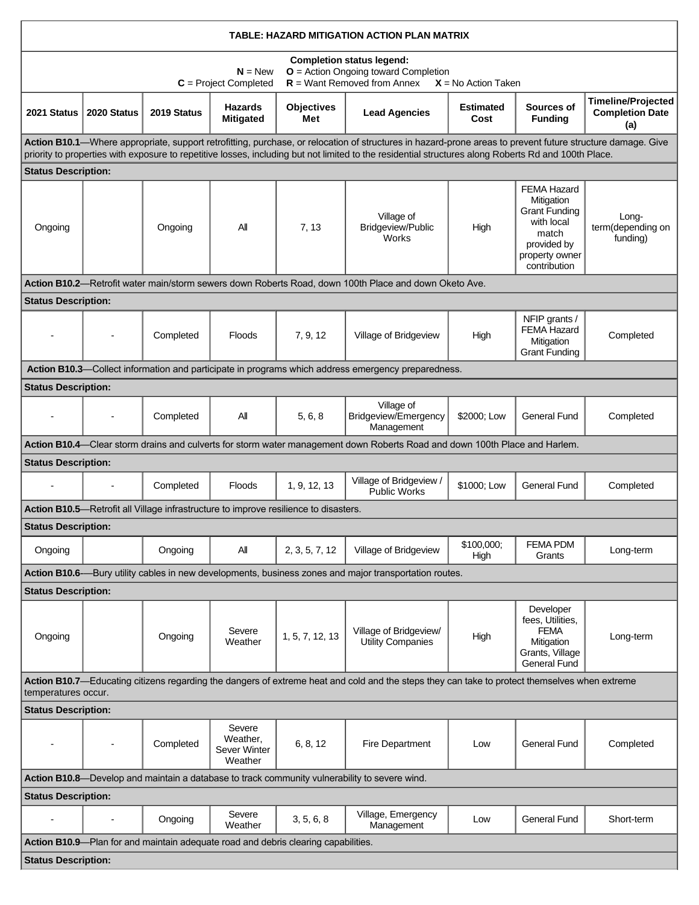| TABLE: HAZARD MITIGATION ACTION PLAN MATRIX | | | | | | | | |
|---|---|---|---|---|---|---|---|---|
| **Completion status legend:** **N** = New **O** = Action Ongoing toward Completion **C** = Project Completed **R** = Want Removed from Annex **X** = No Action Taken | | | | | | | | |
| **2021 Status** | **2020 Status** | **2019 Status** | **Hazards Mitigated** | **Objectives Met** | **Lead Agencies** | **Estimated Cost** | **Sources of Funding** | **Timeline/Projected Completion Date (a)** |
| **Action B10.1**—Where appropriate, support retrofitting, purchase, or relocation of structures in hazard-prone areas to prevent future structure damage. Give priority to properties with exposure to repetitive losses, including but not limited to the residential structures along Roberts Rd and 100th Place. | | | | | | | | |
| **Status Description:** | | | | | | | | |
| Ongoing | | Ongoing | All | 7, 13 | Village of Bridgeview/Public Works | High | FEMA Hazard Mitigation Grant Funding with local match provided by property owner contribution | Long-term(depending on funding) |
| **Action B10.2**—Retrofit water main/storm sewers down Roberts Road, down 100th Place and down Oketo Ave. | | | | | | | | |
| **Status Description:** | | | | | | | | |
| - | - | Completed | Floods | 7, 9, 12 | Village of Bridgeview | High | NFIP grants / FEMA Hazard Mitigation Grant Funding | Completed |
| **Action B10.3**—Collect information and participate in programs which address emergency preparedness. | | | | | | | | |
| **Status Description:** | | | | | | | | |
| - | - | Completed | All | 5, 6, 8 | Village of Bridgeview/Emergency Management | $2000; Low | General Fund | Completed |
| **Action B10.4**—Clear storm drains and culverts for storm water management down Roberts Road and down 100th Place and Harlem. | | | | | | | | |
| **Status Description:** | | | | | | | | |
| - | - | Completed | Floods | 1, 9, 12, 13 | Village of Bridgeview / Public Works | $1000; Low | General Fund | Completed |
| **Action B10.5**—Retrofit all Village infrastructure to improve resilience to disasters. | | | | | | | | |
| **Status Description:** | | | | | | | | |
| Ongoing | | Ongoing | All | 2, 3, 5, 7, 12 | Village of Bridgeview | $100,000; High | FEMA PDM Grants | Long-term |
| **Action B10.6**—Bury utility cables in new developments, business zones and major transportation routes. | | | | | | | | |
| **Status Description:** | | | | | | | | |
| Ongoing | | Ongoing | Severe Weather | 1, 5, 7, 12, 13 | Village of Bridgeview/ Utility Companies | High | Developer fees, Utilities, FEMA Mitigation Grants, Village General Fund | Long-term |
| **Action B10.7**—Educating citizens regarding the dangers of extreme heat and cold and the steps they can take to protect themselves when extreme temperatures occur. | | | | | | | | |
| **Status Description:** | | | | | | | | |
| - | - | Completed | Severe Weather, Sever Winter Weather | 6, 8, 12 | Fire Department | Low | General Fund | Completed |
| **Action B10.8**—Develop and maintain a database to track community vulnerability to severe wind. | | | | | | | | |
| **Status Description:** | | | | | | | | |
| - | - | Ongoing | Severe Weather | 3, 5, 6, 8 | Village, Emergency Management | Low | General Fund | Short-term |
| **Action B10.9**—Plan for and maintain adequate road and debris clearing capabilities. | | | | | | | | |
| **Status Description:** | | | | | | | | |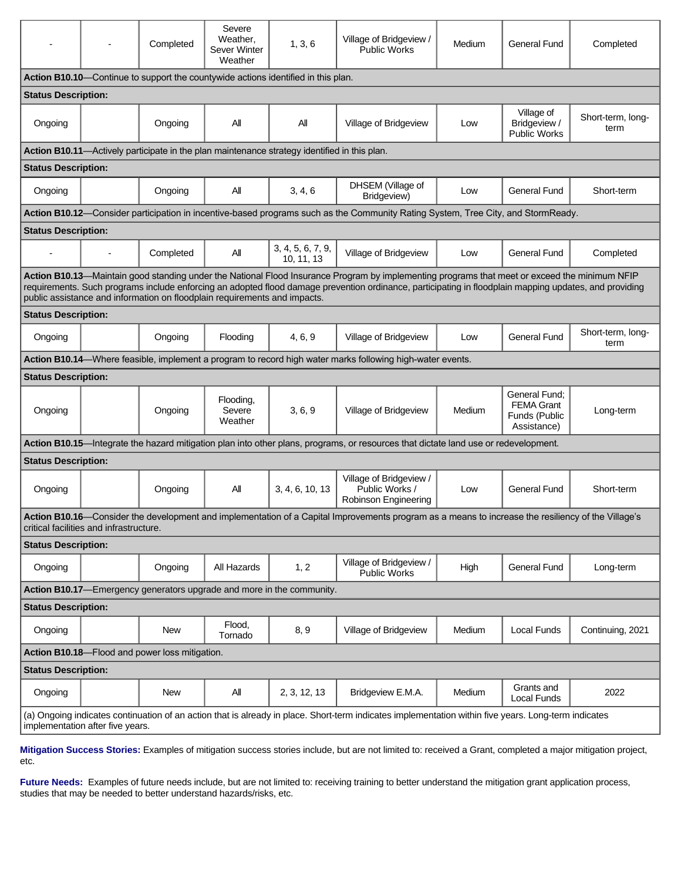| | | | | | | | | |
|---|---|---|---|---|---|---|---|---|
| - | - | Completed | Severe Weather, Sever Winter Weather | 1, 3, 6 | Village of Bridgeview / Public Works | Medium | General Fund | Completed |
| **Action B10.10**—Continue to support the countywide actions identified in this plan. | | | | | | | | |
| **Status Description:** | | | | | | | | |
| Ongoing | | Ongoing | All | All | Village of Bridgeview | Low | Village of Bridgeview / Public Works | Short-term, long-term |
| **Action B10.11**—Actively participate in the plan maintenance strategy identified in this plan. | | | | | | | | |
| **Status Description:** | | | | | | | | |
| Ongoing | | Ongoing | All | 3, 4, 6 | DHSEM (Village of Bridgeview) | Low | General Fund | Short-term |
| **Action B10.12**—Consider participation in incentive-based programs such as the Community Rating System, Tree City, and StormReady. | | | | | | | | |
| **Status Description:** | | | | | | | | |
| - | - | Completed | All | 3, 4, 5, 6, 7, 9, 10, 11, 13 | Village of Bridgeview | Low | General Fund | Completed |
| **Action B10.13**—Maintain good standing under the National Flood Insurance Program by implementing programs that meet or exceed the minimum NFIP requirements. Such programs include enforcing an adopted flood damage prevention ordinance, participating in floodplain mapping updates, and providing public assistance and information on floodplain requirements and impacts. | | | | | | | | |
| **Status Description:** | | | | | | | | |
| Ongoing | | Ongoing | Flooding | 4, 6, 9 | Village of Bridgeview | Low | General Fund | Short-term, long-term |
| **Action B10.14**—Where feasible, implement a program to record high water marks following high-water events. | | | | | | | | |
| **Status Description:** | | | | | | | | |
| Ongoing | | Ongoing | Flooding, Severe Weather | 3, 6, 9 | Village of Bridgeview | Medium | General Fund; FEMA Grant Funds (Public Assistance) | Long-term |
| **Action B10.15**—Integrate the hazard mitigation plan into other plans, programs, or resources that dictate land use or redevelopment. | | | | | | | | |
| **Status Description:** | | | | | | | | |
| Ongoing | | Ongoing | All | 3, 4, 6, 10, 13 | Village of Bridgeview / Public Works / Robinson Engineering | Low | General Fund | Short-term |
| **Action B10.16**—Consider the development and implementation of a Capital Improvements program as a means to increase the resiliency of the Village's critical facilities and infrastructure. | | | | | | | | |
| **Status Description:** | | | | | | | | |
| Ongoing | | Ongoing | All Hazards | 1, 2 | Village of Bridgeview / Public Works | High | General Fund | Long-term |
| **Action B10.17**—Emergency generators upgrade and more in the community. | | | | | | | | |
| **Status Description:** | | | | | | | | |
| Ongoing | | New | Flood, Tornado | 8, 9 | Village of Bridgeview | Medium | Local Funds | Continuing, 2021 |
| **Action B10.18**—Flood and power loss mitigation. | | | | | | | | |
| **Status Description:** | | | | | | | | |
| Ongoing | | New | All | 2, 3, 12, 13 | Bridgeview E.M.A. | Medium | Grants and Local Funds | 2022 |
| (a) Ongoing indicates continuation of an action that is already in place. Short-term indicates implementation within five years. Long-term indicates implementation after five years. | | | | | | | | |

**Mitigation Success Stories:** Examples of mitigation success stories include, but are not limited to: received a Grant, completed a major mitigation project, etc.

**Future Needs:** Examples of future needs include, but are not limited to: receiving training to better understand the mitigation grant application process, studies that may be needed to better understand hazards/risks, etc.